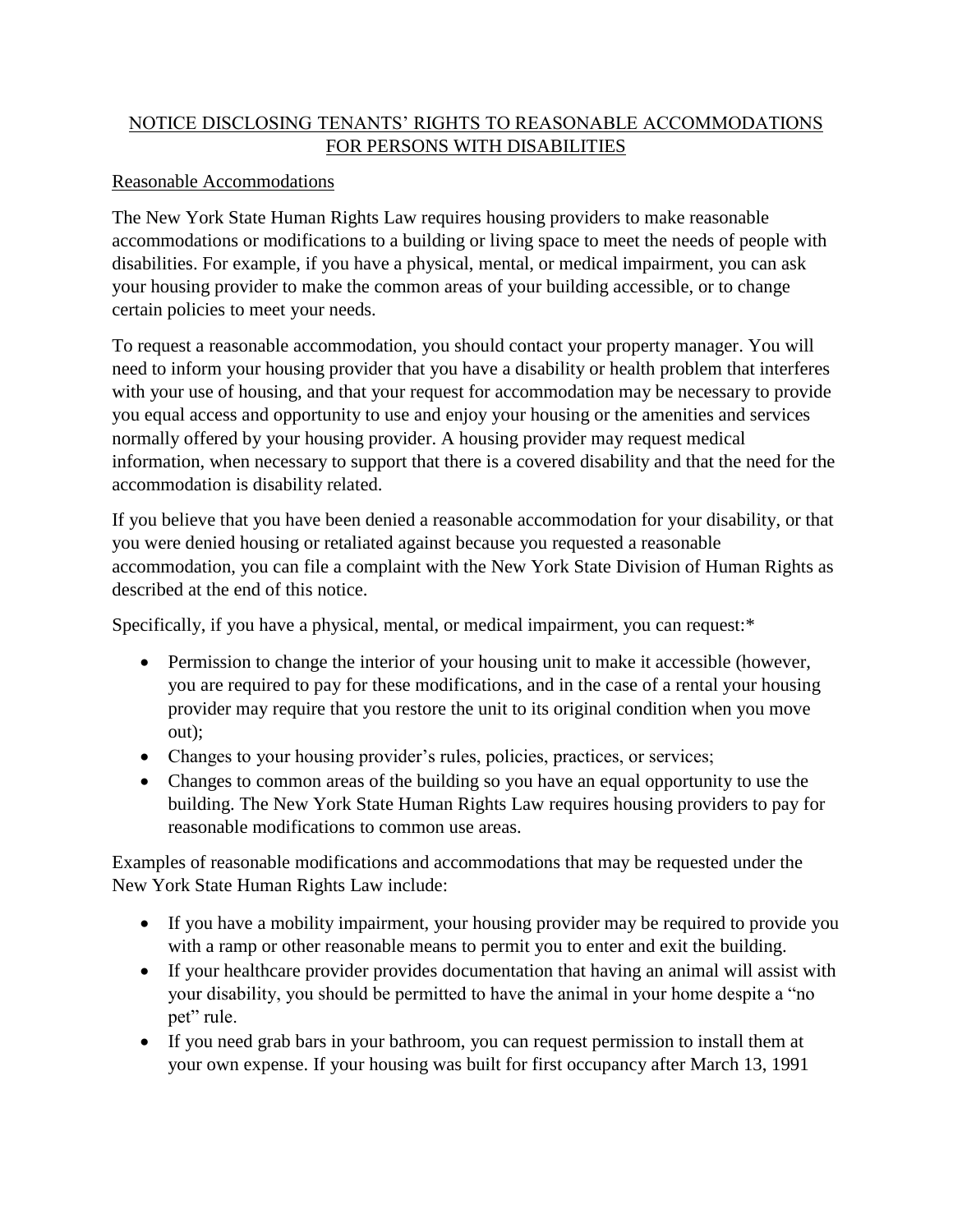# NOTICE DISCLOSING TENANTS' RIGHTS TO REASONABLE ACCOMMODATIONS FOR PERSONS WITH DISABILITIES

## Reasonable Accommodations

The New York State Human Rights Law requires housing providers to make reasonable accommodations or modifications to a building or living space to meet the needs of people with disabilities. For example, if you have a physical, mental, or medical impairment, you can ask your housing provider to make the common areas of your building accessible, or to change certain policies to meet your needs.

To request a reasonable accommodation, you should contact your property manager. You will need to inform your housing provider that you have a disability or health problem that interferes with your use of housing, and that your request for accommodation may be necessary to provide you equal access and opportunity to use and enjoy your housing or the amenities and services normally offered by your housing provider. A housing provider may request medical information, when necessary to support that there is a covered disability and that the need for the accommodation is disability related.

If you believe that you have been denied a reasonable accommodation for your disability, or that you were denied housing or retaliated against because you requested a reasonable accommodation, you can file a complaint with the New York State Division of Human Rights as described at the end of this notice.

Specifically, if you have a physical, mental, or medical impairment, you can request:*

- Permission to change the interior of your housing unit to make it accessible (however, you are required to pay for these modifications, and in the case of a rental your housing provider may require that you restore the unit to its original condition when you move out);
- Changes to your housing provider's rules, policies, practices, or services;
- Changes to common areas of the building so you have an equal opportunity to use the building. The New York State Human Rights Law requires housing providers to pay for reasonable modifications to common use areas.

Examples of reasonable modifications and accommodations that may be requested under the New York State Human Rights Law include:

- If you have a mobility impairment, your housing provider may be required to provide you with a ramp or other reasonable means to permit you to enter and exit the building.
- If your healthcare provider provides documentation that having an animal will assist with your disability, you should be permitted to have the animal in your home despite a "no pet" rule.
- If you need grab bars in your bathroom, you can request permission to install them at your own expense. If your housing was built for first occupancy after March 13, 1991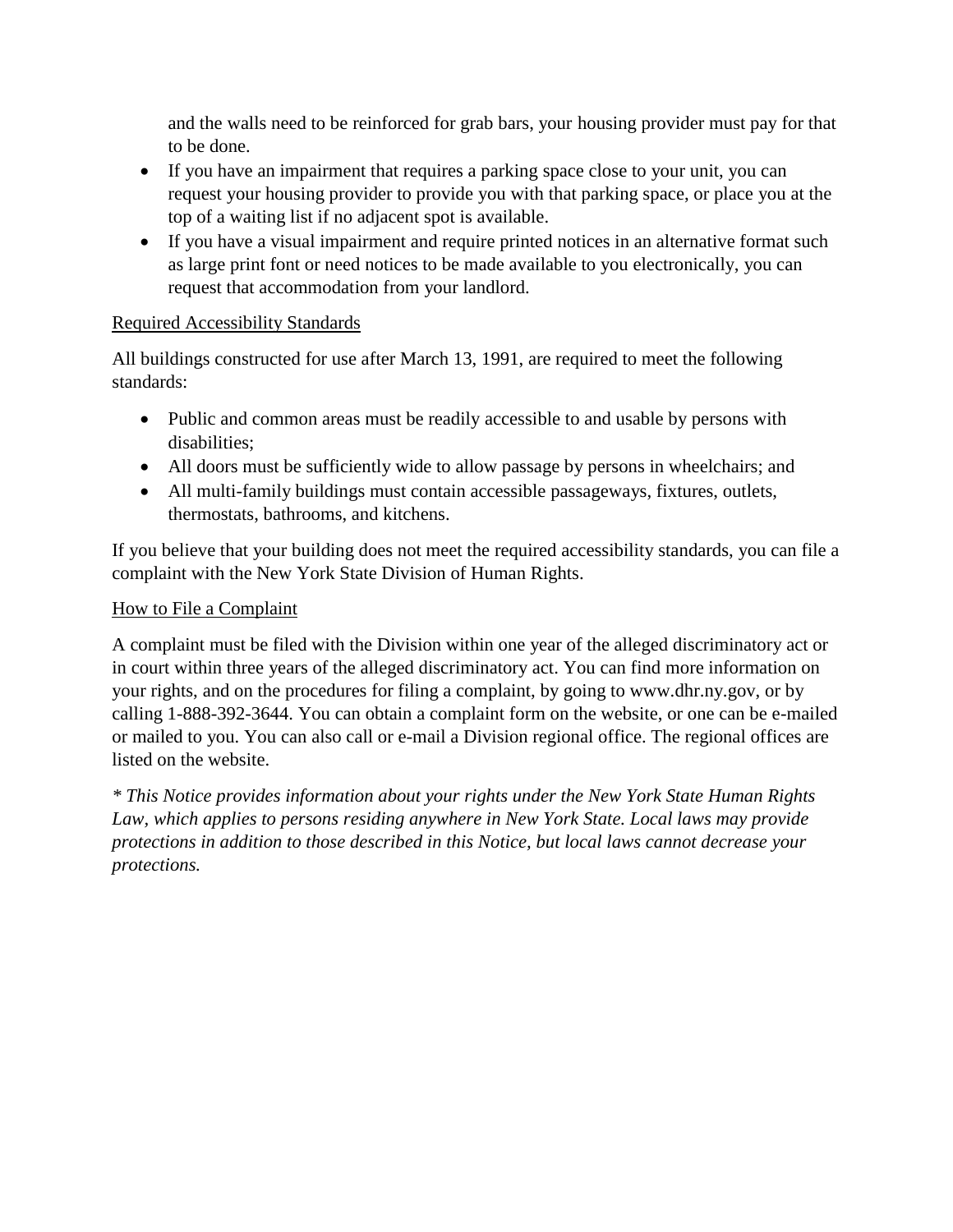and the walls need to be reinforced for grab bars, your housing provider must pay for that to be done.

- If you have an impairment that requires a parking space close to your unit, you can request your housing provider to provide you with that parking space, or place you at the top of a waiting list if no adjacent spot is available.
- If you have a visual impairment and require printed notices in an alternative format such as large print font or need notices to be made available to you electronically, you can request that accommodation from your landlord.

<u>Required Accessibility Standards</u>

All buildings constructed for use after March 13, 1991, are required to meet the following standards:

- Public and common areas must be readily accessible to and usable by persons with disabilities;
- All doors must be sufficiently wide to allow passage by persons in wheelchairs; and
- All multi-family buildings must contain accessible passageways, fixtures, outlets, thermostats, bathrooms, and kitchens.

If you believe that your building does not meet the required accessibility standards, you can file a complaint with the New York State Division of Human Rights.

<u>How to File a Complaint</u>

A complaint must be filed with the Division within one year of the alleged discriminatory act or in court within three years of the alleged discriminatory act. You can find more information on your rights, and on the procedures for filing a complaint, by going to www.dhr.ny.gov, or by calling 1-888-392-3644. You can obtain a complaint form on the website, or one can be e-mailed or mailed to you. You can also call or e-mail a Division regional office. The regional offices are listed on the website.

*\* This Notice provides information about your rights under the New York State Human Rights Law, which applies to persons residing anywhere in New York State. Local laws may provide protections in addition to those described in this Notice, but local laws cannot decrease your protections.*